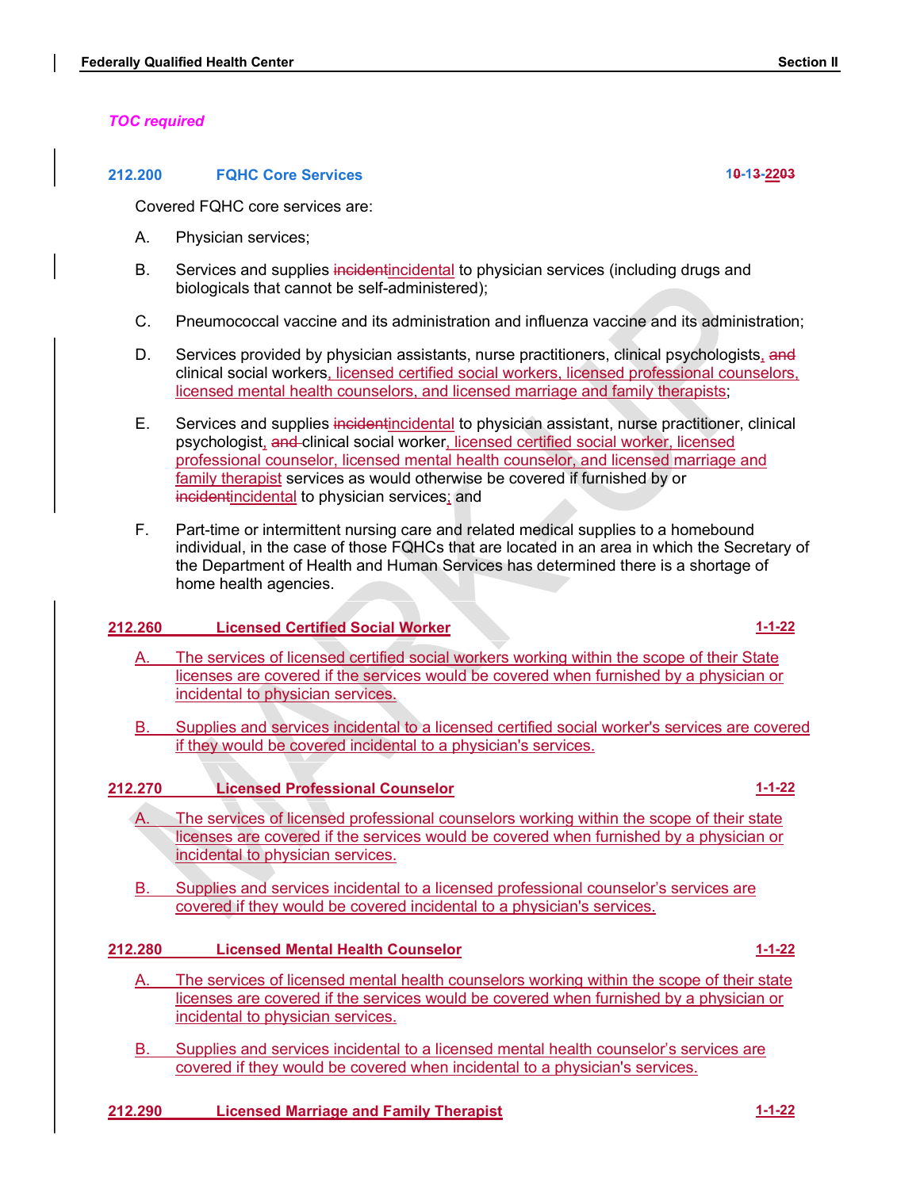*TOC required*

### 212.200 FQHC Core Services 10-13-22

Covered FQHC core services are:

A. Physician services;

B. Services and supplies incidental to physician services (including drugs and biologicals that cannot be self-administered);

C. Pneumococcal vaccine and its administration and influenza vaccine and its administration;

D. Services provided by physician assistants, nurse practitioners, clinical psychologists, clinical social workers, licensed certified social workers, licensed professional counselors, licensed mental health counselors, and licensed marriage and family therapists;

E. Services and supplies incidental to physician assistant, nurse practitioner, clinical psychologist, clinical social worker, licensed certified social worker, licensed professional counselor, licensed mental health counselor, and licensed marriage and family therapist services as would otherwise be covered if furnished by or incidental to physician services; and

F. Part-time or intermittent nursing care and related medical supplies to a homebound individual, in the case of those FQHCs that are located in an area in which the Secretary of the Department of Health and Human Services has determined there is a shortage of home health agencies.

### 212.260 Licensed Certified Social Worker 1-1-22

A. The services of licensed certified social workers working within the scope of their State licenses are covered if the services would be covered when furnished by a physician or incidental to physician services.

B. Supplies and services incidental to a licensed certified social worker's services are covered if they would be covered incidental to a physician's services.

### 212.270 Licensed Professional Counselor 1-1-22

A. The services of licensed professional counselors working within the scope of their state licenses are covered if the services would be covered when furnished by a physician or incidental to physician services.

B. Supplies and services incidental to a licensed professional counselor's services are covered if they would be covered incidental to a physician's services.

### 212.280 Licensed Mental Health Counselor 1-1-22

A. The services of licensed mental health counselors working within the scope of their state licenses are covered if the services would be covered when furnished by a physician or incidental to physician services.

B. Supplies and services incidental to a licensed mental health counselor's services are covered if they would be covered when incidental to a physician's services.

### 212.290 Licensed Marriage and Family Therapist 1-1-22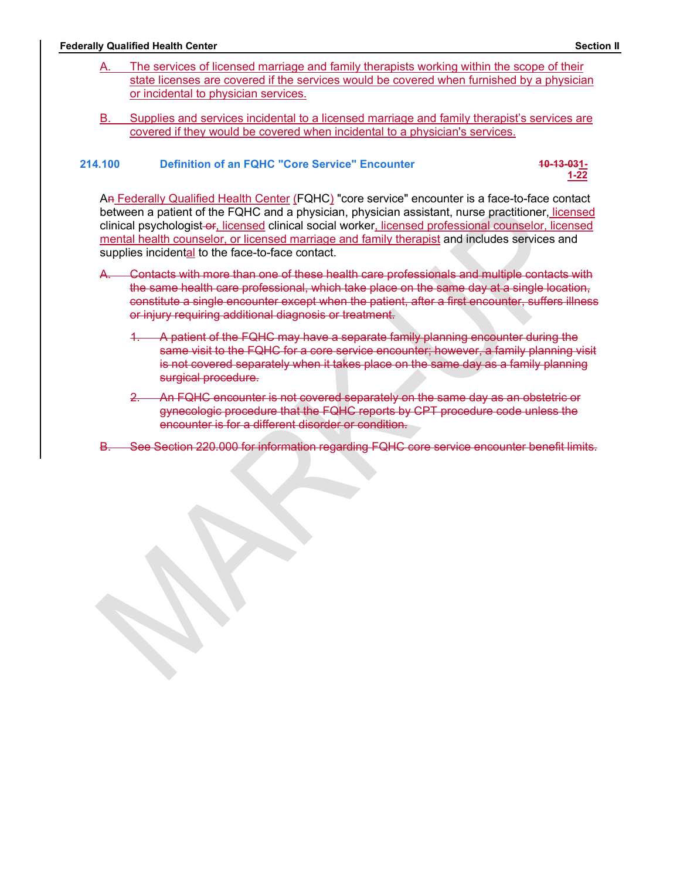A. The services of licensed marriage and family therapists working within the scope of their state licenses are covered if the services would be covered when furnished by a physician or incidental to physician services.

B. Supplies and services incidental to a licensed marriage and family therapist's services are covered if they would be covered when incidental to a physician's services.

### 214.100 Definition of an FQHC "Core Service" Encounter

~~10-13-03~~1-1-22

A~~n~~ Federally Qualified Health Center (FQHC) "core service" encounter is a face-to-face contact between a patient of the FQHC and a physician, physician assistant, nurse practitioner, licensed clinical psychologist ~~or~~, licensed clinical social worker, licensed professional counselor, licensed mental health counselor, or licensed marriage and family therapist and includes services and supplies incidental to the face-to-face contact.

~~A. Contacts with more than one of these health care professionals and multiple contacts with the same health care professional, which take place on the same day at a single location, constitute a single encounter except when the patient, after a first encounter, suffers illness or injury requiring additional diagnosis or treatment.~~

~~1. A patient of the FQHC may have a separate family planning encounter during the same visit to the FQHC for a core service encounter; however, a family planning visit is not covered separately when it takes place on the same day as a family planning surgical procedure.~~

~~2. An FQHC encounter is not covered separately on the same day as an obstetric or gynecologic procedure that the FQHC reports by CPT procedure code unless the encounter is for a different disorder or condition.~~

~~B. See Section 220.000 for information regarding FQHC core service encounter benefit limits.~~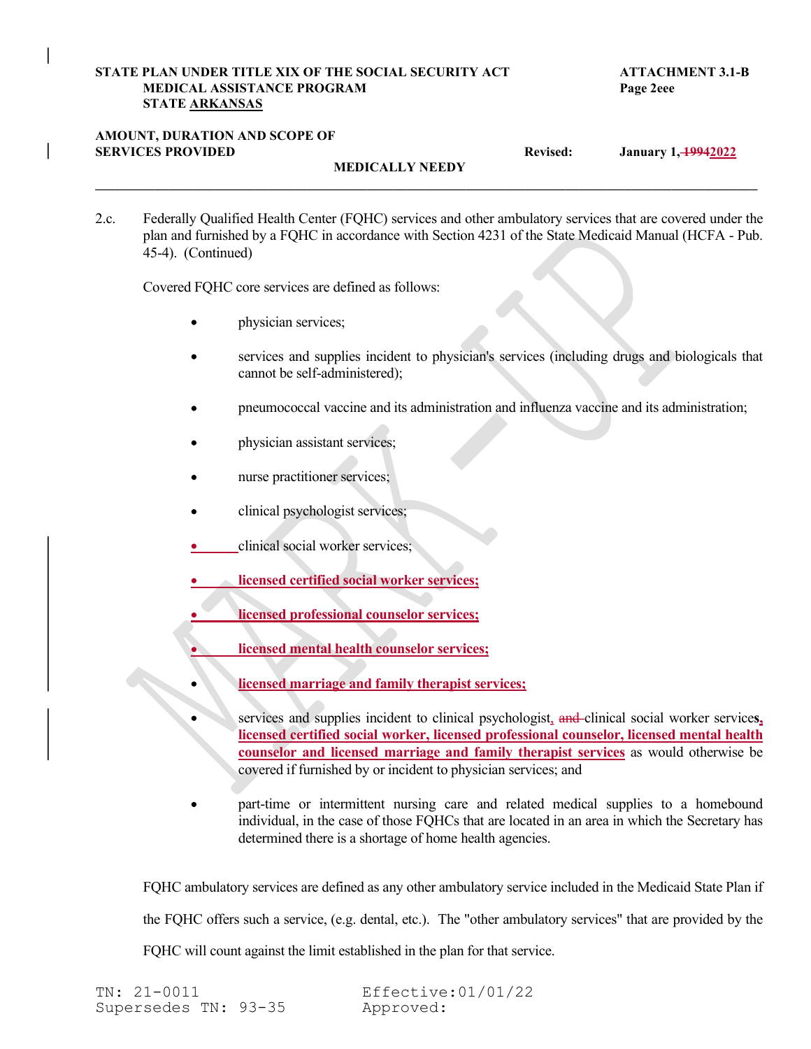STATE PLAN UNDER TITLE XIX OF THE SOCIAL SECURITY ACT
MEDICAL ASSISTANCE PROGRAM
STATE ARKANSAS

ATTACHMENT 3.1-B
Page 2eee

AMOUNT, DURATION AND SCOPE OF SERVICES PROVIDED

MEDICALLY NEEDY

Revised: January 1, ~~1994~~2022

---

2.c. Federally Qualified Health Center (FQHC) services and other ambulatory services that are covered under the plan and furnished by a FQHC in accordance with Section 4231 of the State Medicaid Manual (HCFA - Pub. 45-4). (Continued)

Covered FQHC core services are defined as follows:

- physician services;
- services and supplies incident to physician's services (including drugs and biologicals that cannot be self-administered);
- pneumococcal vaccine and its administration and influenza vaccine and its administration;
- physician assistant services;
- nurse practitioner services;
- clinical psychologist services;
- clinical social worker services;
- **licensed certified social worker services;**
- **licensed professional counselor services;**
- **licensed mental health counselor services;**
- **licensed marriage and family therapist services;**
- services and supplies incident to clinical psychologist, ~~and~~ clinical social worker services, **licensed certified social worker, licensed professional counselor, licensed mental health counselor and licensed marriage and family therapist services** as would otherwise be covered if furnished by or incident to physician services; and
- part-time or intermittent nursing care and related medical supplies to a homebound individual, in the case of those FQHCs that are located in an area in which the Secretary has determined there is a shortage of home health agencies.

FQHC ambulatory services are defined as any other ambulatory service included in the Medicaid State Plan if the FQHC offers such a service, (e.g. dental, etc.). The "other ambulatory services" that are provided by the FQHC will count against the limit established in the plan for that service.

TN: 21-0011
Supersedes TN: 93-35

Effective: 01/01/22
Approved: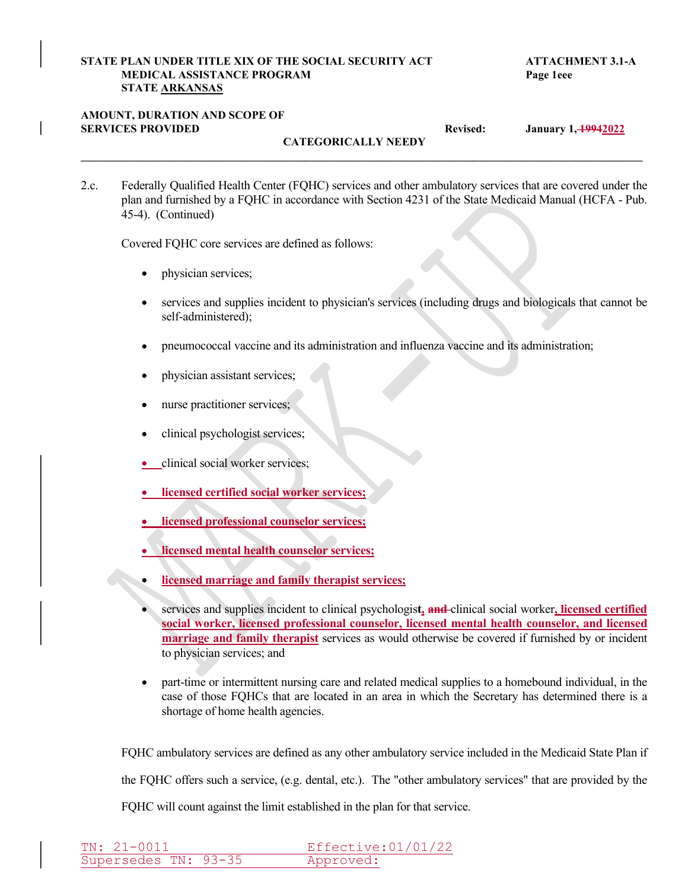**STATE PLAN UNDER TITLE XIX OF THE SOCIAL SECURITY ACT** **ATTACHMENT 3.1-A**
**MEDICAL ASSISTANCE PROGRAM** **Page 1eee**
**STATE ARKANSAS**

**AMOUNT, DURATION AND SCOPE OF SERVICES PROVIDED** **Revised: January 1, ~~1994~~2022**
**CATEGORICALLY NEEDY**

---

2.c. Federally Qualified Health Center (FQHC) services and other ambulatory services that are covered under the plan and furnished by a FQHC in accordance with Section 4231 of the State Medicaid Manual (HCFA - Pub. 45-4). (Continued)

Covered FQHC core services are defined as follows:

- physician services;
- services and supplies incident to physician's services (including drugs and biologicals that cannot be self-administered);
- pneumococcal vaccine and its administration and influenza vaccine and its administration;
- physician assistant services;
- nurse practitioner services;
- clinical psychologist services;
- clinical social worker services;
- **licensed certified social worker services;**
- **licensed professional counselor services;**
- **licensed mental health counselor services;**
- **licensed marriage and family therapist services;**
- services and supplies incident to clinical psychologist**,** ~~and~~ clinical social worker**, licensed certified social worker, licensed professional counselor, licensed mental health counselor, and licensed marriage and family therapist** services as would otherwise be covered if furnished by or incident to physician services; and
- part-time or intermittent nursing care and related medical supplies to a homebound individual, in the case of those FQHCs that are located in an area in which the Secretary has determined there is a shortage of home health agencies.

FQHC ambulatory services are defined as any other ambulatory service included in the Medicaid State Plan if the FQHC offers such a service, (e.g. dental, etc.). The "other ambulatory services" that are provided by the FQHC will count against the limit established in the plan for that service.

TN: 21-0011 Effective: 01/01/22
Supersedes TN: 93-35 Approved: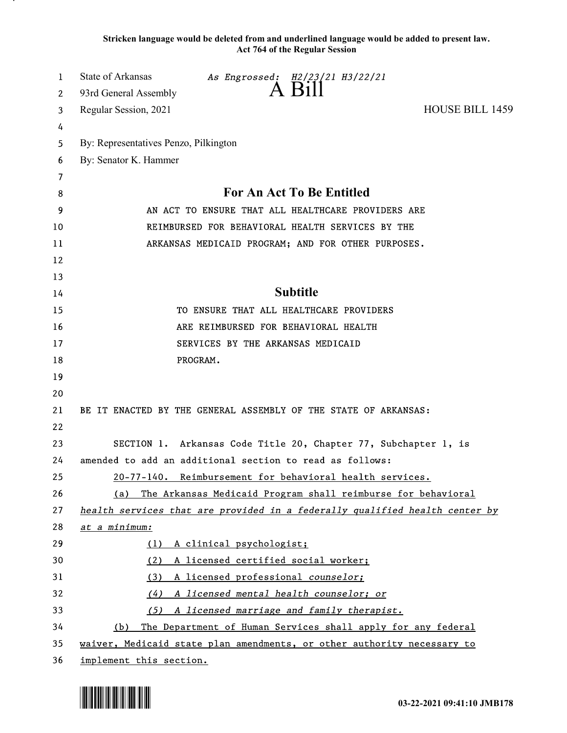Stricken language would be deleted from and underlined language would be added to present law.
Act 764 of the Regular Session

State of Arkansas *As Engrossed: H2/23/21 H3/22/21*
93rd General Assembly
Regular Session, 2021

# A Bill

HOUSE BILL 1459

By: Representatives Penzo, Pilkington
By: Senator K. Hammer

## For An Act To Be Entitled

AN ACT TO ENSURE THAT ALL HEALTHCARE PROVIDERS ARE REIMBURSED FOR BEHAVIORAL HEALTH SERVICES BY THE ARKANSAS MEDICAID PROGRAM; AND FOR OTHER PURPOSES.

## Subtitle

TO ENSURE THAT ALL HEALTHCARE PROVIDERS ARE REIMBURSED FOR BEHAVIORAL HEALTH SERVICES BY THE ARKANSAS MEDICAID PROGRAM.

BE IT ENACTED BY THE GENERAL ASSEMBLY OF THE STATE OF ARKANSAS:

SECTION 1. Arkansas Code Title 20, Chapter 77, Subchapter 1, is amended to add an additional section to read as follows:

<u>20-77-140. Reimbursement for behavioral health services.</u>

<u>(a) The Arkansas Medicaid Program shall reimburse for behavioral</u> <u>*health services that are provided in a federally qualified health center by at a minimum:*</u>

<u>(1) A clinical psychologist;</u>

<u>(2) A licensed certified social worker;</u>

<u>(3) A licensed professional *counselor;*</u>

<u>*(4) A licensed mental health counselor; or*</u>

<u>*(5) A licensed marriage and family therapist.*</u>

<u>(b) The Department of Human Services shall apply for any federal waiver, Medicaid state plan amendments, or other authority necessary to implement this section.</u>

03-22-2021 09:41:10 JMB178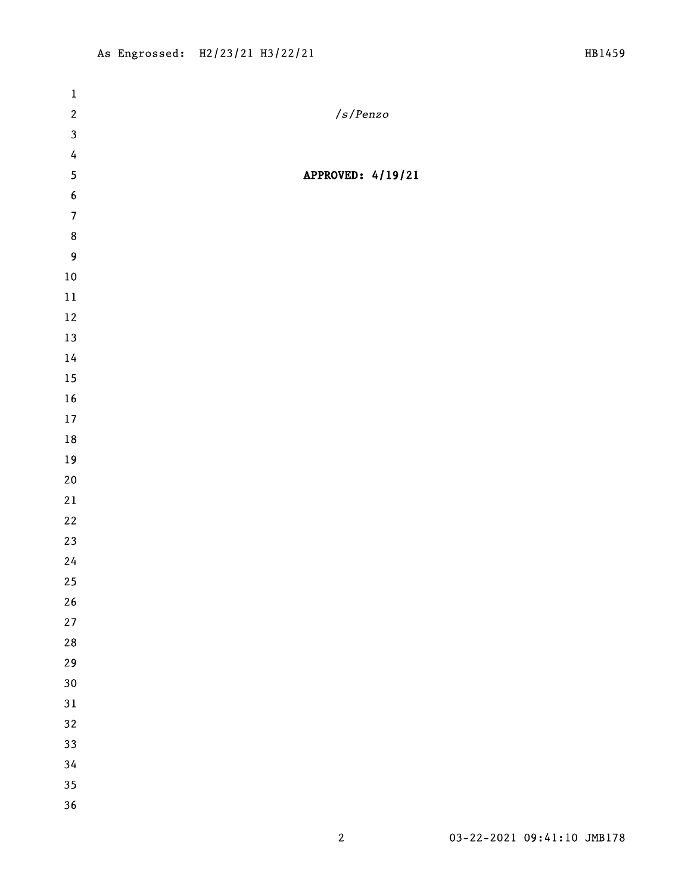*/s/Penzo*

**APPROVED: 4/19/21**